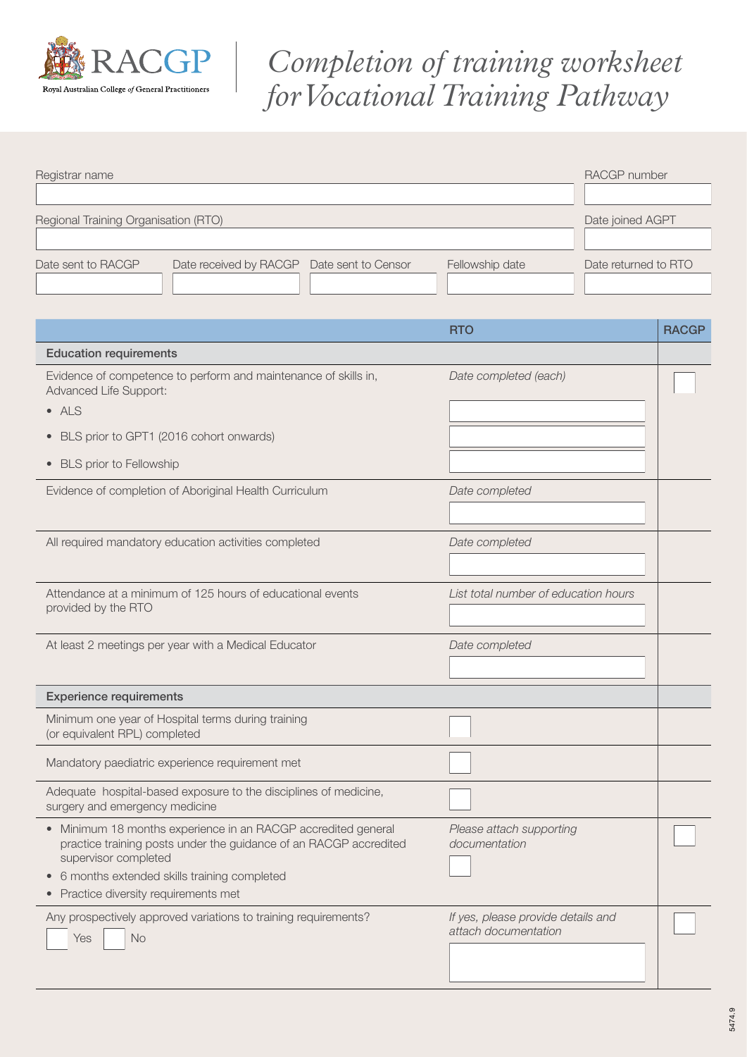# Completion of training worksheet for Vocational Training Pathway

RACGP – Royal Australian College of General Practitioners

| Registrar name | | | | RACGP number |
|---|---|---|---|---|
| | | | | |
| Regional Training Organisation (RTO) | | | | Date joined AGPT |
| | | | | |
| Date sent to RACGP | Date received by RACGP | Date sent to Censor | Fellowship date | Date returned to RTO |
| | | | | |

| | RTO | RACGP |
|---|---|---|
| **Education requirements** | | |
| Evidence of competence to perform and maintenance of skills in, Advanced Life Support:<br>• ALS<br>• BLS prior to GPT1 (2016 cohort onwards)<br>• BLS prior to Fellowship | *Date completed (each)* | ☐ |
| Evidence of completion of Aboriginal Health Curriculum | *Date completed* | |
| All required mandatory education activities completed | *Date completed* | |
| Attendance at a minimum of 125 hours of educational events provided by the RTO | *List total number of education hours* | |
| At least 2 meetings per year with a Medical Educator | *Date completed* | |
| **Experience requirements** | | |
| Minimum one year of Hospital terms during training (or equivalent RPL) completed | ☐ | |
| Mandatory paediatric experience requirement met | ☐ | |
| Adequate hospital-based exposure to the disciplines of medicine, surgery and emergency medicine | ☐ | |
| • Minimum 18 months experience in an RACGP accredited general practice training posts under the guidance of an RACGP accredited supervisor completed<br>• 6 months extended skills training completed<br>• Practice diversity requirements met | *Please attach supporting documentation* ☐ | ☐ |
| Any prospectively approved variations to training requirements?<br>☐ Yes ☐ No | *If yes, please provide details and attach documentation* | ☐ |

5474.9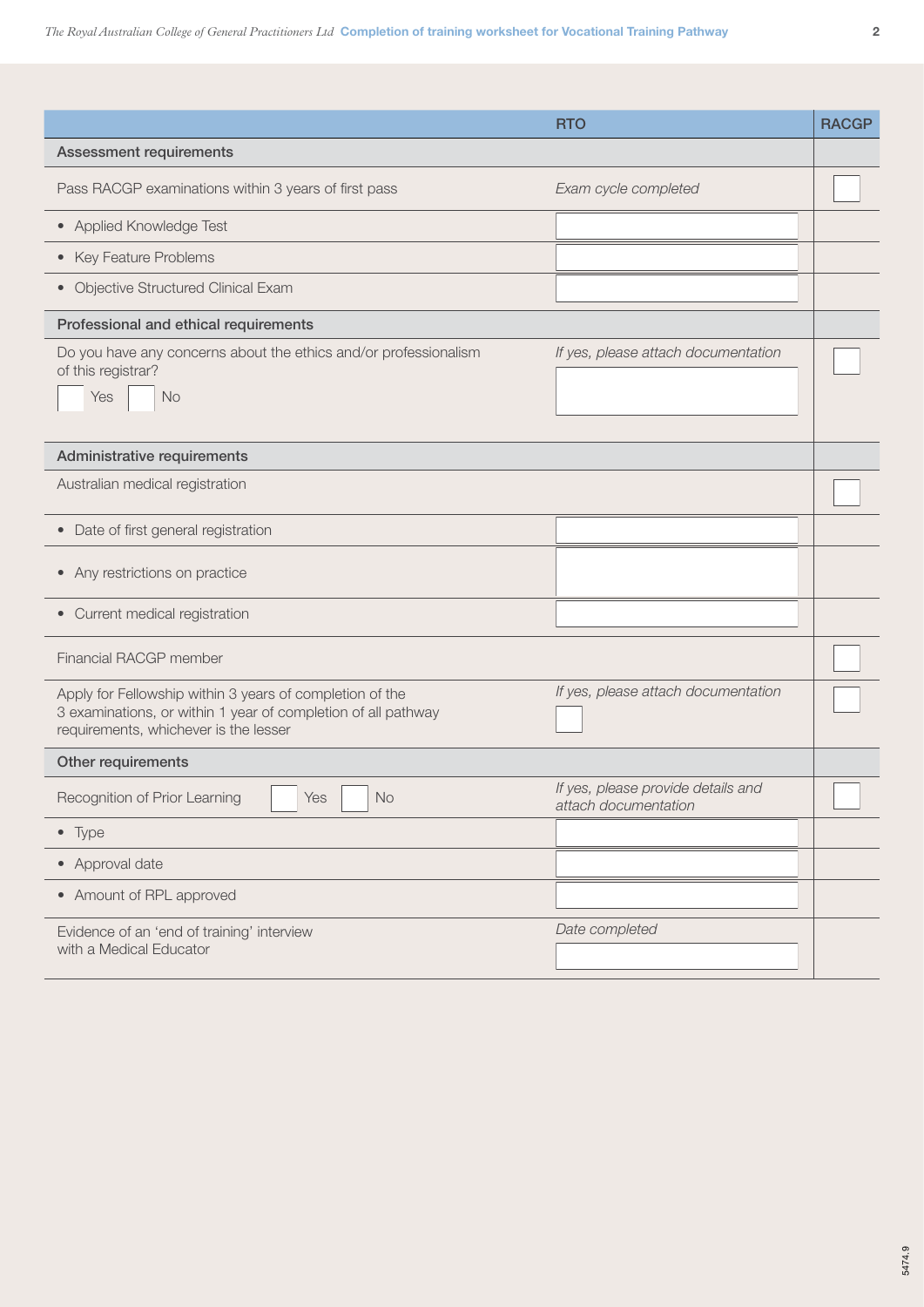| | RTO | RACGP |
|---|---|---|
| **Assessment requirements** | | |
| Pass RACGP examinations within 3 years of first pass | *Exam cycle completed* | ☐ |
| • Applied Knowledge Test | | |
| • Key Feature Problems | | |
| • Objective Structured Clinical Exam | | |
| **Professional and ethical requirements** | | |
| Do you have any concerns about the ethics and/or professionalism of this registrar? ☐ Yes ☐ No | *If yes, please attach documentation* | ☐ |
| **Administrative requirements** | | |
| Australian medical registration | | ☐ |
| • Date of first general registration | | |
| • Any restrictions on practice | | |
| • Current medical registration | | |
| Financial RACGP member | | ☐ |
| Apply for Fellowship within 3 years of completion of the 3 examinations, or within 1 year of completion of all pathway requirements, whichever is the lesser | *If yes, please attach documentation* ☐ | ☐ |
| **Other requirements** | | |
| Recognition of Prior Learning ☐ Yes ☐ No | *If yes, please provide details and attach documentation* | ☐ |
| • Type | | |
| • Approval date | | |
| • Amount of RPL approved | | |
| Evidence of an 'end of training' interview with a Medical Educator | *Date completed* | |

5474.9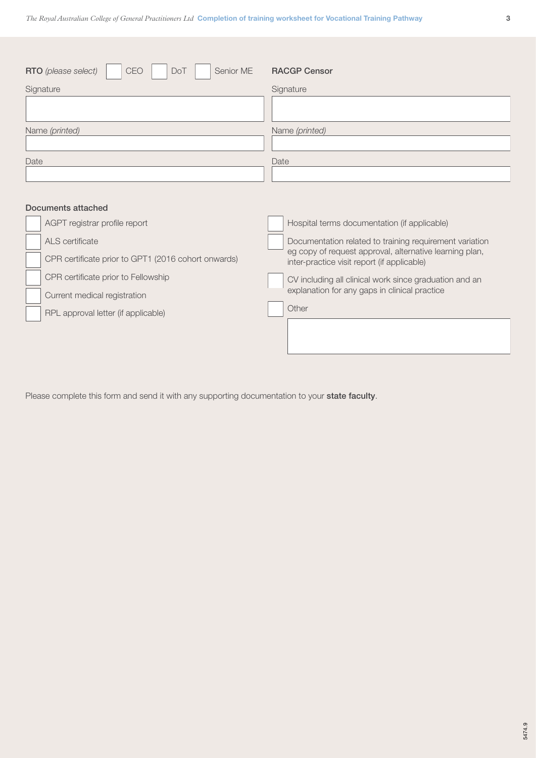**RTO** *(please select)* ☐ CEO ☐ DoT ☐ Senior ME

Signature

Name *(printed)*

Date

**RACGP Censor**

Signature

Name *(printed)*

Date

**Documents attached**

- ☐ AGPT registrar profile report
- ☐ ALS certificate
- ☐ CPR certificate prior to GPT1 (2016 cohort onwards)
- ☐ CPR certificate prior to Fellowship
- ☐ Current medical registration
- ☐ RPL approval letter (if applicable)
- ☐ Hospital terms documentation (if applicable)
- ☐ Documentation related to training requirement variation eg copy of request approval, alternative learning plan, inter-practice visit report (if applicable)
- ☐ CV including all clinical work since graduation and an explanation for any gaps in clinical practice
- ☐ Other

Please complete this form and send it with any supporting documentation to your **state faculty**.

5474.9